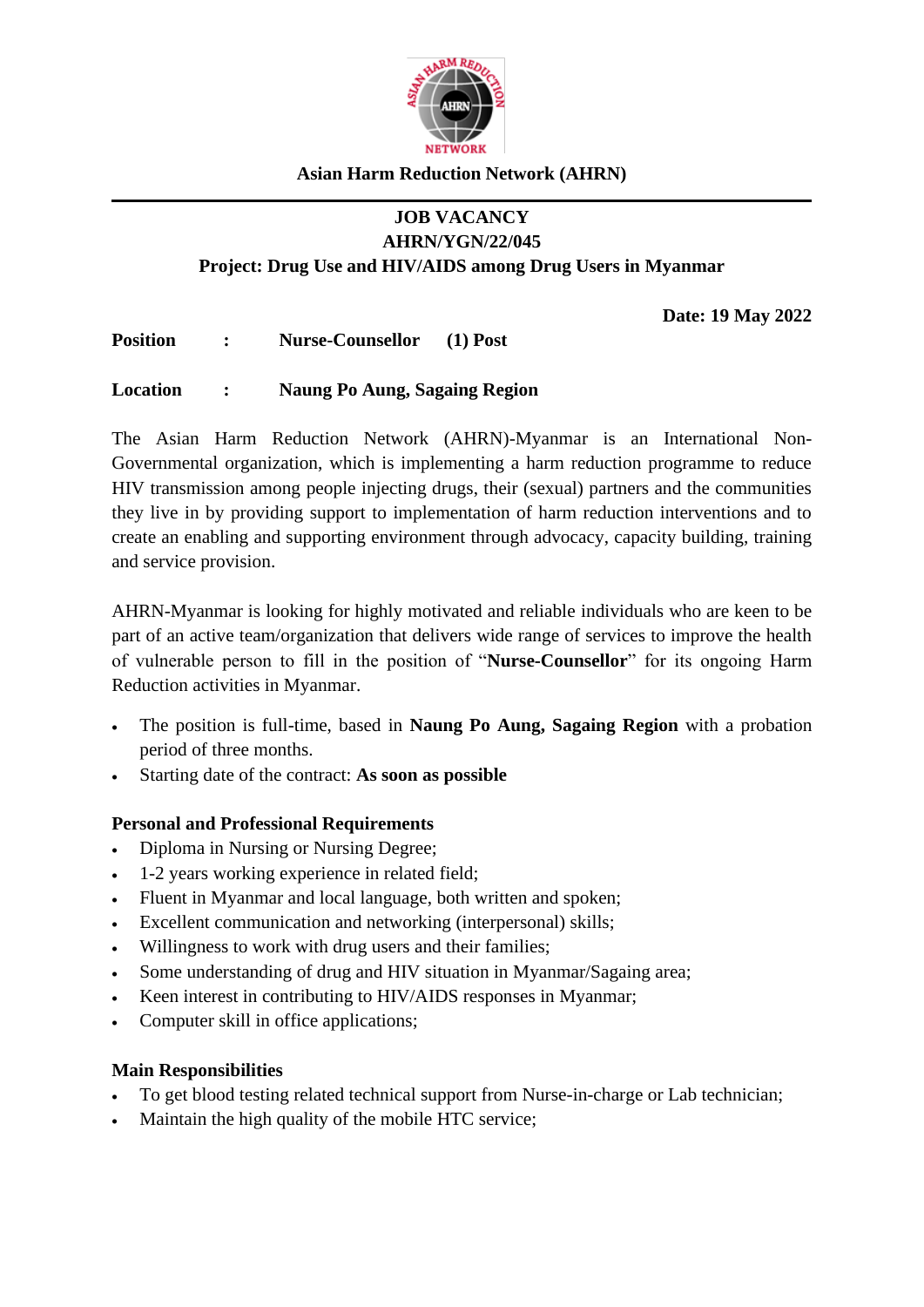**Asian Harm Reduction Network (AHRN)**

---

## JOB VACANCY

**AHRN/YGN/22/045**

**Project: Drug Use and HIV/AIDS among Drug Users in Myanmar**

**Date: 19 May 2022**

**Position : Nurse-Counsellor (1) Post**

**Location : Naung Po Aung, Sagaing Region**

The Asian Harm Reduction Network (AHRN)-Myanmar is an International Non-Governmental organization, which is implementing a harm reduction programme to reduce HIV transmission among people injecting drugs, their (sexual) partners and the communities they live in by providing support to implementation of harm reduction interventions and to create an enabling and supporting environment through advocacy, capacity building, training and service provision.

AHRN-Myanmar is looking for highly motivated and reliable individuals who are keen to be part of an active team/organization that delivers wide range of services to improve the health of vulnerable person to fill in the position of "**Nurse-Counsellor**" for its ongoing Harm Reduction activities in Myanmar.

- The position is full-time, based in **Naung Po Aung, Sagaing Region** with a probation period of three months.
- Starting date of the contract: **As soon as possible**

### Personal and Professional Requirements

- Diploma in Nursing or Nursing Degree;
- 1-2 years working experience in related field;
- Fluent in Myanmar and local language, both written and spoken;
- Excellent communication and networking (interpersonal) skills;
- Willingness to work with drug users and their families;
- Some understanding of drug and HIV situation in Myanmar/Sagaing area;
- Keen interest in contributing to HIV/AIDS responses in Myanmar;
- Computer skill in office applications;

### Main Responsibilities

- To get blood testing related technical support from Nurse-in-charge or Lab technician;
- Maintain the high quality of the mobile HTC service;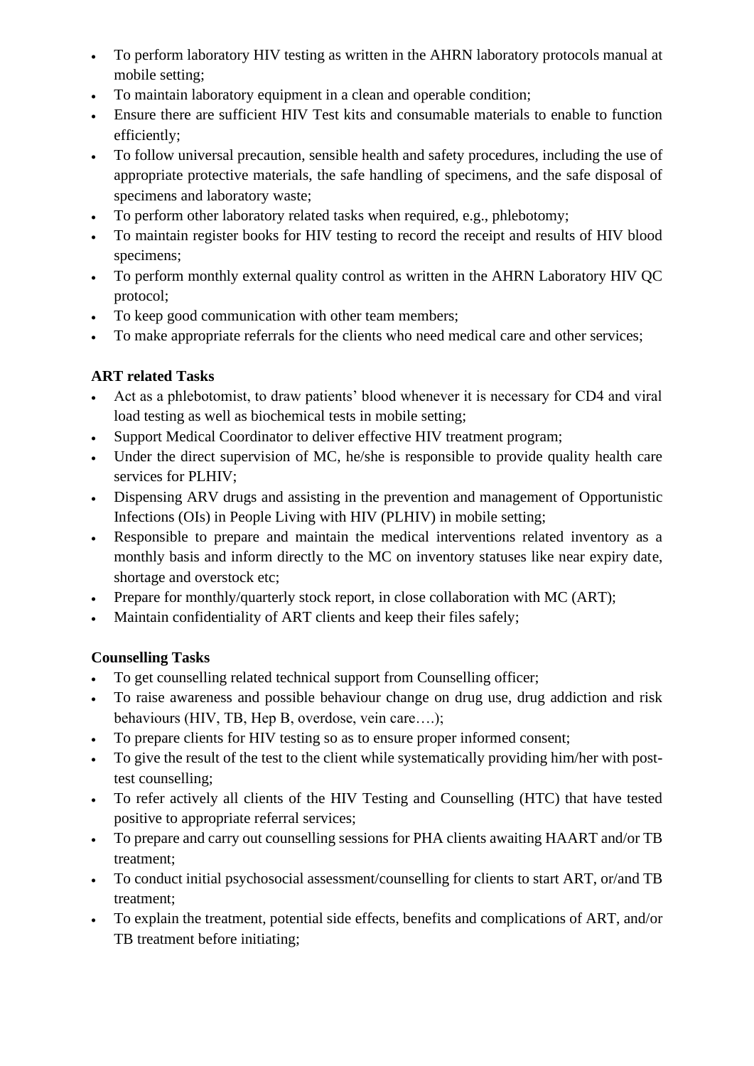- To perform laboratory HIV testing as written in the AHRN laboratory protocols manual at mobile setting;
- To maintain laboratory equipment in a clean and operable condition;
- Ensure there are sufficient HIV Test kits and consumable materials to enable to function efficiently;
- To follow universal precaution, sensible health and safety procedures, including the use of appropriate protective materials, the safe handling of specimens, and the safe disposal of specimens and laboratory waste;
- To perform other laboratory related tasks when required, e.g., phlebotomy;
- To maintain register books for HIV testing to record the receipt and results of HIV blood specimens;
- To perform monthly external quality control as written in the AHRN Laboratory HIV QC protocol;
- To keep good communication with other team members;
- To make appropriate referrals for the clients who need medical care and other services;

**ART related Tasks**

- Act as a phlebotomist, to draw patients' blood whenever it is necessary for CD4 and viral load testing as well as biochemical tests in mobile setting;
- Support Medical Coordinator to deliver effective HIV treatment program;
- Under the direct supervision of MC, he/she is responsible to provide quality health care services for PLHIV;
- Dispensing ARV drugs and assisting in the prevention and management of Opportunistic Infections (OIs) in People Living with HIV (PLHIV) in mobile setting;
- Responsible to prepare and maintain the medical interventions related inventory as a monthly basis and inform directly to the MC on inventory statuses like near expiry date, shortage and overstock etc;
- Prepare for monthly/quarterly stock report, in close collaboration with MC (ART);
- Maintain confidentiality of ART clients and keep their files safely;

**Counselling Tasks**

- To get counselling related technical support from Counselling officer;
- To raise awareness and possible behaviour change on drug use, drug addiction and risk behaviours (HIV, TB, Hep B, overdose, vein care….);
- To prepare clients for HIV testing so as to ensure proper informed consent;
- To give the result of the test to the client while systematically providing him/her with post-test counselling;
- To refer actively all clients of the HIV Testing and Counselling (HTC) that have tested positive to appropriate referral services;
- To prepare and carry out counselling sessions for PHA clients awaiting HAART and/or TB treatment;
- To conduct initial psychosocial assessment/counselling for clients to start ART, or/and TB treatment;
- To explain the treatment, potential side effects, benefits and complications of ART, and/or TB treatment before initiating;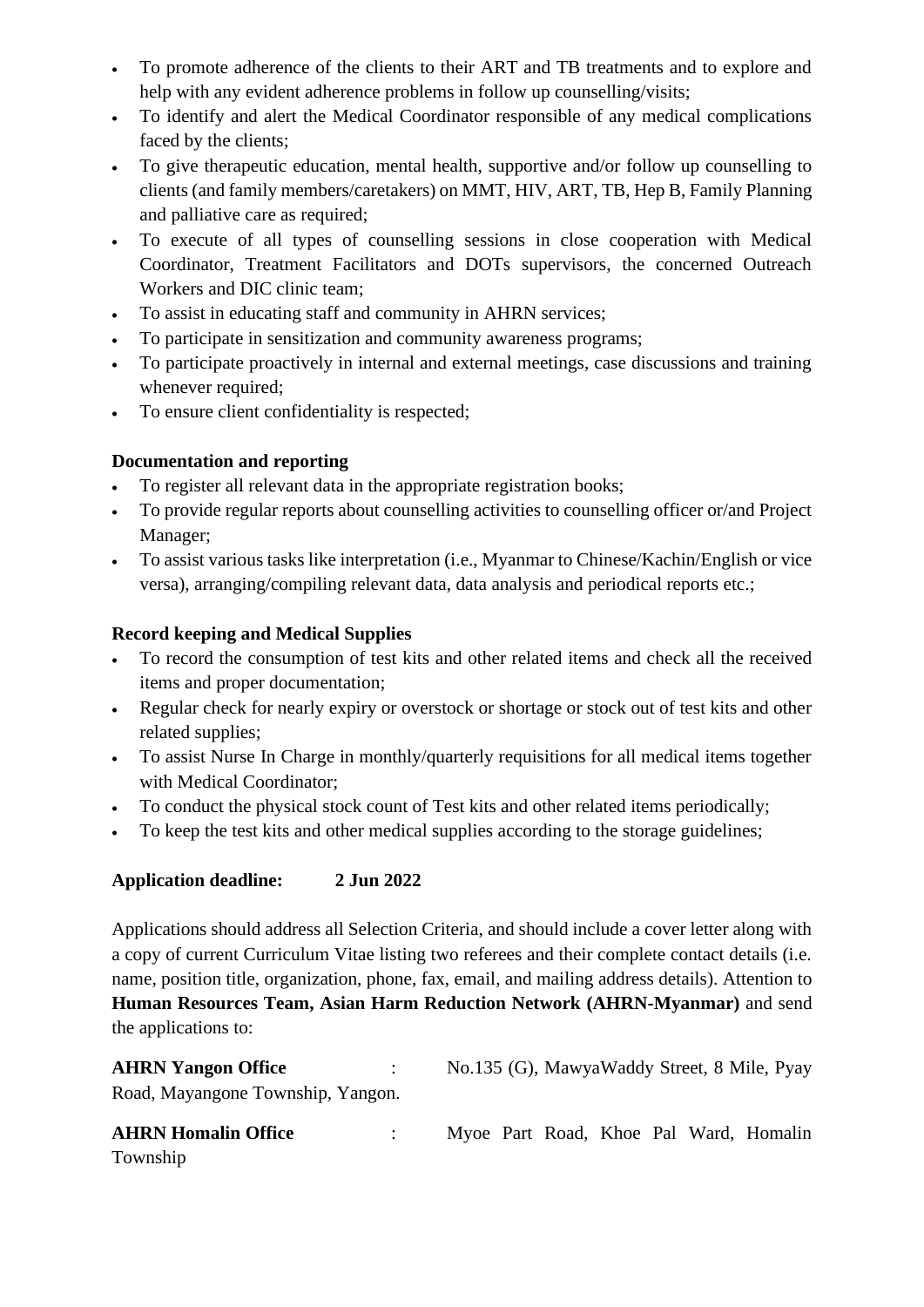- To promote adherence of the clients to their ART and TB treatments and to explore and help with any evident adherence problems in follow up counselling/visits;
- To identify and alert the Medical Coordinator responsible of any medical complications faced by the clients;
- To give therapeutic education, mental health, supportive and/or follow up counselling to clients (and family members/caretakers) on MMT, HIV, ART, TB, Hep B, Family Planning and palliative care as required;
- To execute of all types of counselling sessions in close cooperation with Medical Coordinator, Treatment Facilitators and DOTs supervisors, the concerned Outreach Workers and DIC clinic team;
- To assist in educating staff and community in AHRN services;
- To participate in sensitization and community awareness programs;
- To participate proactively in internal and external meetings, case discussions and training whenever required;
- To ensure client confidentiality is respected;

**Documentation and reporting**

- To register all relevant data in the appropriate registration books;
- To provide regular reports about counselling activities to counselling officer or/and Project Manager;
- To assist various tasks like interpretation (i.e., Myanmar to Chinese/Kachin/English or vice versa), arranging/compiling relevant data, data analysis and periodical reports etc.;

**Record keeping and Medical Supplies**

- To record the consumption of test kits and other related items and check all the received items and proper documentation;
- Regular check for nearly expiry or overstock or shortage or stock out of test kits and other related supplies;
- To assist Nurse In Charge in monthly/quarterly requisitions for all medical items together with Medical Coordinator;
- To conduct the physical stock count of Test kits and other related items periodically;
- To keep the test kits and other medical supplies according to the storage guidelines;

**Application deadline: 2 Jun 2022**

Applications should address all Selection Criteria, and should include a cover letter along with a copy of current Curriculum Vitae listing two referees and their complete contact details (i.e. name, position title, organization, phone, fax, email, and mailing address details). Attention to **Human Resources Team, Asian Harm Reduction Network (AHRN-Myanmar)** and send the applications to:

**AHRN Yangon Office** : No.135 (G), MawyaWaddy Street, 8 Mile, Pyay Road, Mayangone Township, Yangon.

**AHRN Homalin Office** : Myoe Part Road, Khoe Pal Ward, Homalin Township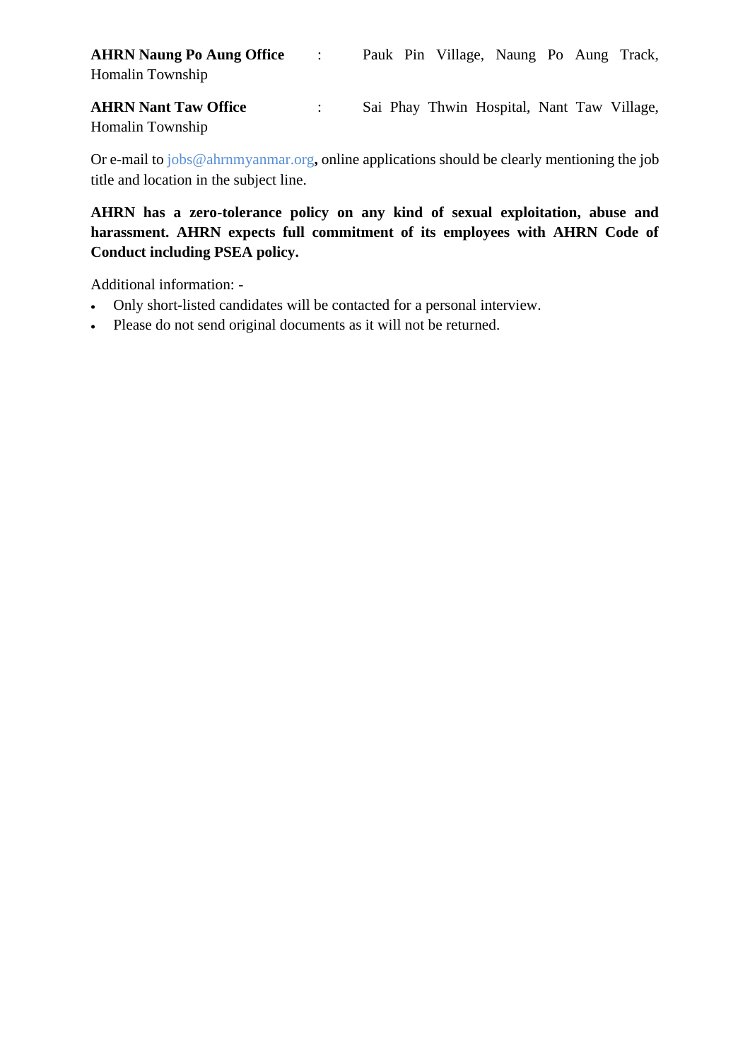**AHRN Naung Po Aung Office** : Pauk Pin Village, Naung Po Aung Track, Homalin Township

**AHRN Nant Taw Office** : Sai Phay Thwin Hospital, Nant Taw Village, Homalin Township

Or e-mail to jobs@ahrnmyanmar.org, online applications should be clearly mentioning the job title and location in the subject line.

**AHRN has a zero-tolerance policy on any kind of sexual exploitation, abuse and harassment. AHRN expects full commitment of its employees with AHRN Code of Conduct including PSEA policy.**

Additional information: -

- Only short-listed candidates will be contacted for a personal interview.
- Please do not send original documents as it will not be returned.